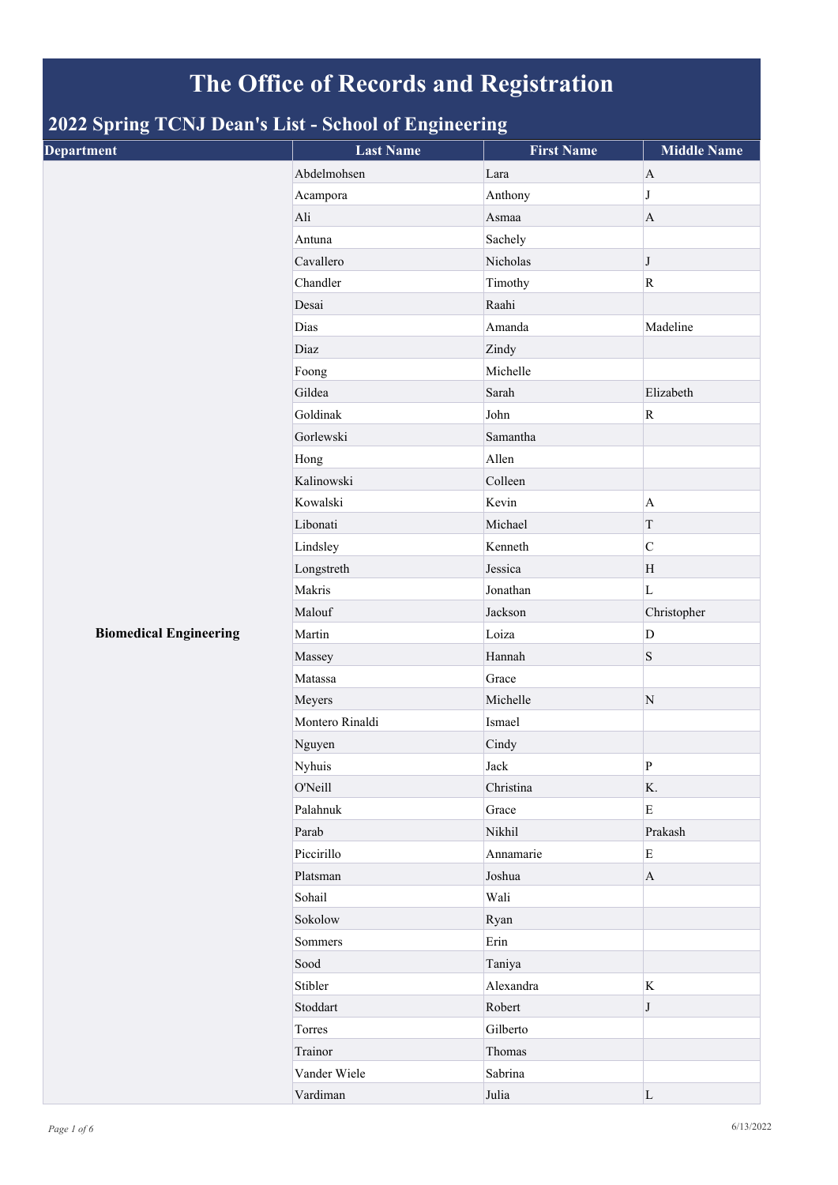# The Office of Records and Registration

## 2022 Spring TCNJ Dean's List - School of Engineering

| Department | Last Name | First Name | Middle Name |
|---|---|---|---|
| Biomedical Engineering | Abdelmohsen | Lara | A |
| | Acampora | Anthony | J |
| | Ali | Asmaa | A |
| | Antuna | Sachely | |
| | Cavallero | Nicholas | J |
| | Chandler | Timothy | R |
| | Desai | Raahi | |
| | Dias | Amanda | Madeline |
| | Diaz | Zindy | |
| | Foong | Michelle | |
| | Gildea | Sarah | Elizabeth |
| | Goldinak | John | R |
| | Gorlewski | Samantha | |
| | Hong | Allen | |
| | Kalinowski | Colleen | |
| | Kowalski | Kevin | A |
| | Libonati | Michael | T |
| | Lindsley | Kenneth | C |
| | Longstreth | Jessica | H |
| | Makris | Jonathan | L |
| | Malouf | Jackson | Christopher |
| | Martin | Loiza | D |
| | Massey | Hannah | S |
| | Matassa | Grace | |
| | Meyers | Michelle | N |
| | Montero Rinaldi | Ismael | |
| | Nguyen | Cindy | |
| | Nyhuis | Jack | P |
| | O'Neill | Christina | K. |
| | Palahnuk | Grace | E |
| | Parab | Nikhil | Prakash |
| | Piccirillo | Annamarie | E |
| | Platsman | Joshua | A |
| | Sohail | Wali | |
| | Sokolow | Ryan | |
| | Sommers | Erin | |
| | Sood | Taniya | |
| | Stibler | Alexandra | K |
| | Stoddart | Robert | J |
| | Torres | Gilberto | |
| | Trainor | Thomas | |
| | Vander Wiele | Sabrina | |
| | Vardiman | Julia | L |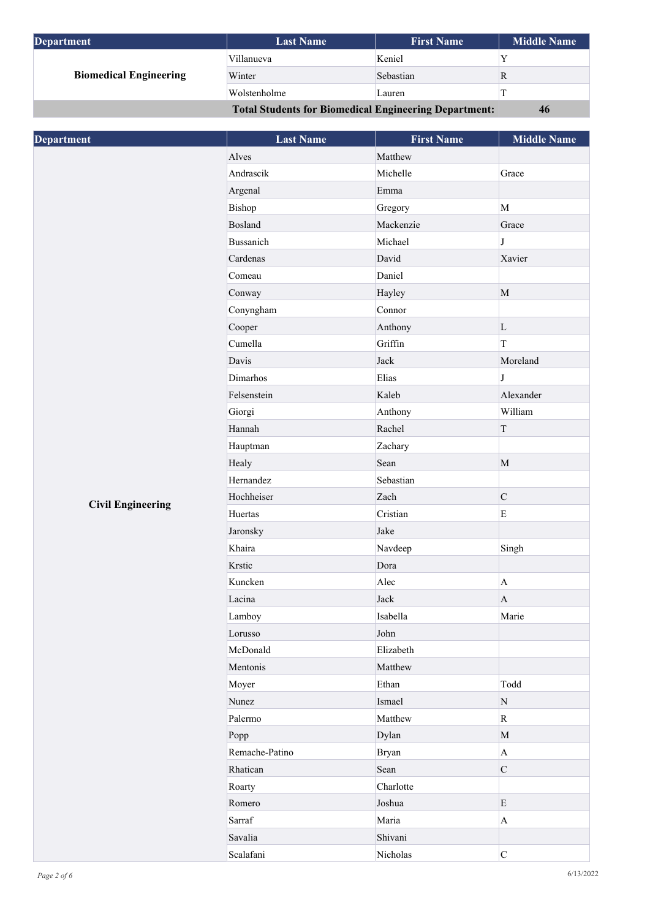| Department | Last Name | First Name | Middle Name |
|---|---|---|---|
| **Biomedical Engineering** | Villanueva | Keniel | Y |
| | Winter | Sebastian | R |
| | Wolstenholme | Lauren | T |
| | **Total Students for Biomedical Engineering Department:** | | **46** |

| Department | Last Name | First Name | Middle Name |
|---|---|---|---|
| **Civil Engineering** | Alves | Matthew | |
| | Andrascik | Michelle | Grace |
| | Argenal | Emma | |
| | Bishop | Gregory | M |
| | Bosland | Mackenzie | Grace |
| | Bussanich | Michael | J |
| | Cardenas | David | Xavier |
| | Comeau | Daniel | |
| | Conway | Hayley | M |
| | Conyngham | Connor | |
| | Cooper | Anthony | L |
| | Cumella | Griffin | T |
| | Davis | Jack | Moreland |
| | Dimarhos | Elias | J |
| | Felsenstein | Kaleb | Alexander |
| | Giorgi | Anthony | William |
| | Hannah | Rachel | T |
| | Hauptman | Zachary | |
| | Healy | Sean | M |
| | Hernandez | Sebastian | |
| | Hochheiser | Zach | C |
| | Huertas | Cristian | E |
| | Jaronsky | Jake | |
| | Khaira | Navdeep | Singh |
| | Krstic | Dora | |
| | Kuncken | Alec | A |
| | Lacina | Jack | A |
| | Lamboy | Isabella | Marie |
| | Lorusso | John | |
| | McDonald | Elizabeth | |
| | Mentonis | Matthew | |
| | Moyer | Ethan | Todd |
| | Nunez | Ismael | N |
| | Palermo | Matthew | R |
| | Popp | Dylan | M |
| | Remache-Patino | Bryan | A |
| | Rhatican | Sean | C |
| | Roarty | Charlotte | |
| | Romero | Joshua | E |
| | Sarraf | Maria | A |
| | Savalia | Shivani | |
| | Scalafani | Nicholas | C |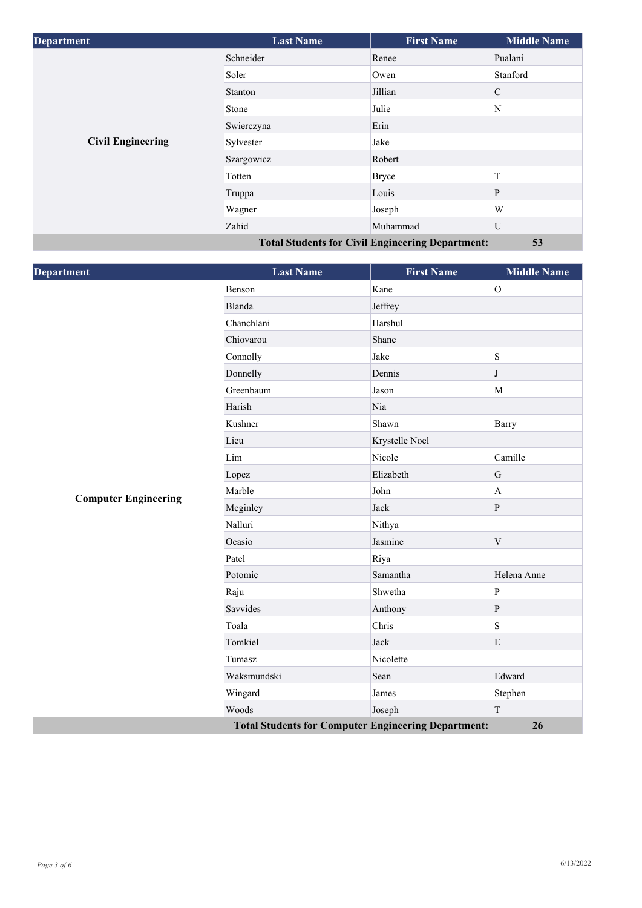| Department | Last Name | First Name | Middle Name |
| --- | --- | --- | --- |
| Civil Engineering | Schneider | Renee | Pualani |
| | Soler | Owen | Stanford |
| | Stanton | Jillian | C |
| | Stone | Julie | N |
| | Swierczyna | Erin | |
| | Sylvester | Jake | |
| | Szargowicz | Robert | |
| | Totten | Bryce | T |
| | Truppa | Louis | P |
| | Wagner | Joseph | W |
| | Zahid | Muhammad | U |
| | | **Total Students for Civil Engineering Department:** | **53** |

| Department | Last Name | First Name | Middle Name |
| --- | --- | --- | --- |
| Computer Engineering | Benson | Kane | O |
| | Blanda | Jeffrey | |
| | Chanchlani | Harshul | |
| | Chiovarou | Shane | |
| | Connolly | Jake | S |
| | Donnelly | Dennis | J |
| | Greenbaum | Jason | M |
| | Harish | Nia | |
| | Kushner | Shawn | Barry |
| | Lieu | Krystelle Noel | |
| | Lim | Nicole | Camille |
| | Lopez | Elizabeth | G |
| | Marble | John | A |
| | Mcginley | Jack | P |
| | Nalluri | Nithya | |
| | Ocasio | Jasmine | V |
| | Patel | Riya | |
| | Potomic | Samantha | Helena Anne |
| | Raju | Shwetha | P |
| | Savvides | Anthony | P |
| | Toala | Chris | S |
| | Tomkiel | Jack | E |
| | Tumasz | Nicolette | |
| | Waksmundski | Sean | Edward |
| | Wingard | James | Stephen |
| | Woods | Joseph | T |
| | | **Total Students for Computer Engineering Department:** | **26** |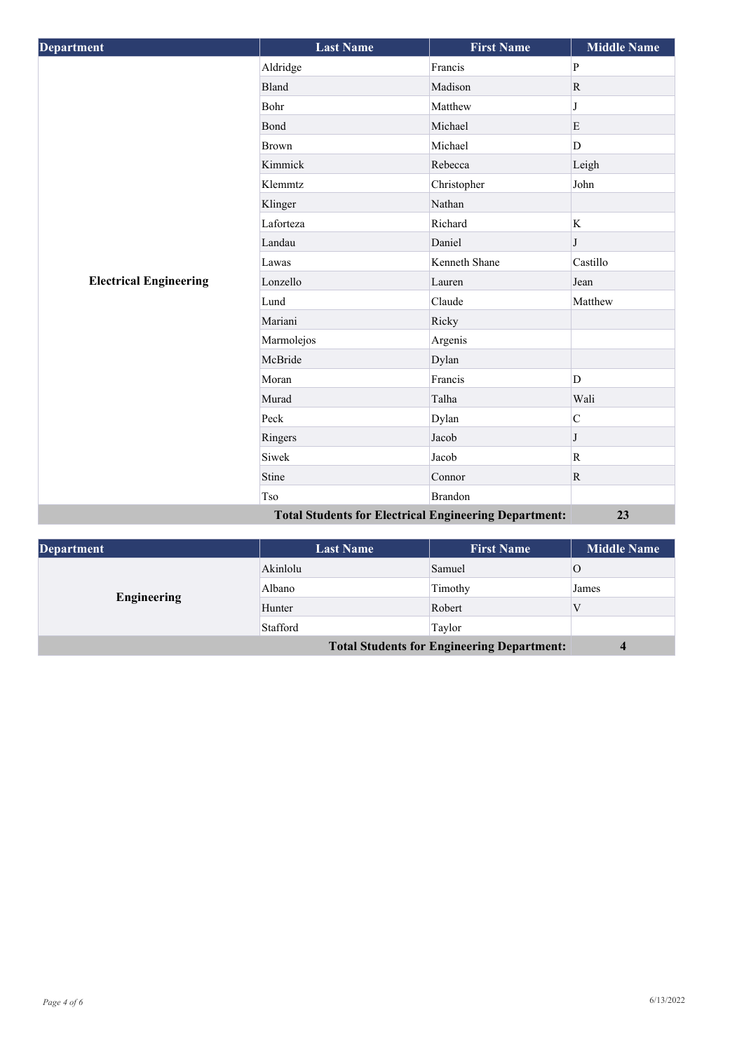| Department | Last Name | First Name | Middle Name |
|---|---|---|---|
| **Electrical Engineering** | Aldridge | Francis | P |
| | Bland | Madison | R |
| | Bohr | Matthew | J |
| | Bond | Michael | E |
| | Brown | Michael | D |
| | Kimmick | Rebecca | Leigh |
| | Klemmtz | Christopher | John |
| | Klinger | Nathan | |
| | Laforteza | Richard | K |
| | Landau | Daniel | J |
| | Lawas | Kenneth Shane | Castillo |
| | Lonzello | Lauren | Jean |
| | Lund | Claude | Matthew |
| | Mariani | Ricky | |
| | Marmolejos | Argenis | |
| | McBride | Dylan | |
| | Moran | Francis | D |
| | Murad | Talha | Wali |
| | Peck | Dylan | C |
| | Ringers | Jacob | J |
| | Siwek | Jacob | R |
| | Stine | Connor | R |
| | Tso | Brandon | |
| | | **Total Students for Electrical Engineering Department:** | **23** |

| Department | Last Name | First Name | Middle Name |
|---|---|---|---|
| **Engineering** | Akinlolu | Samuel | O |
| | Albano | Timothy | James |
| | Hunter | Robert | V |
| | Stafford | Taylor | |
| | | **Total Students for Engineering Department:** | **4** |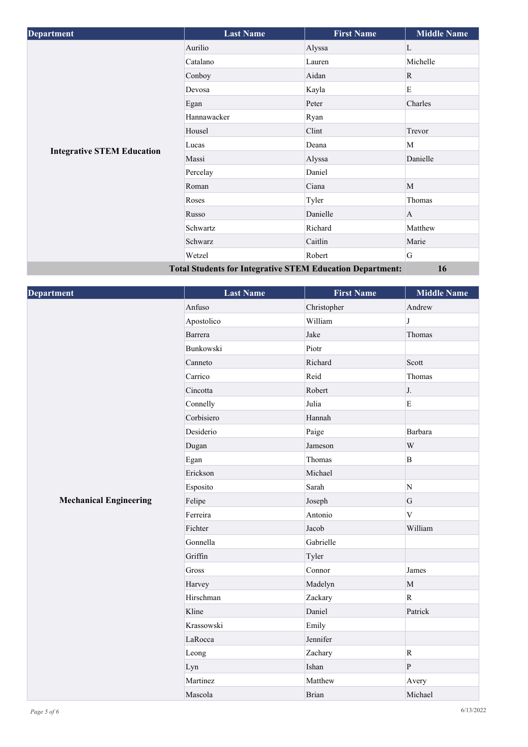| Department | Last Name | First Name | Middle Name |
|---|---|---|---|
| **Integrative STEM Education** | Aurilio | Alyssa | L |
| | Catalano | Lauren | Michelle |
| | Conboy | Aidan | R |
| | Devosa | Kayla | E |
| | Egan | Peter | Charles |
| | Hannawacker | Ryan | |
| | Housel | Clint | Trevor |
| | Lucas | Deana | M |
| | Massi | Alyssa | Danielle |
| | Percelay | Daniel | |
| | Roman | Ciana | M |
| | Roses | Tyler | Thomas |
| | Russo | Danielle | A |
| | Schwartz | Richard | Matthew |
| | Schwarz | Caitlin | Marie |
| | Wetzel | Robert | G |
| **Total Students for Integrative STEM Education Department:** | | | **16** |

| Department | Last Name | First Name | Middle Name |
|---|---|---|---|
| **Mechanical Engineering** | Anfuso | Christopher | Andrew |
| | Apostolico | William | J |
| | Barrera | Jake | Thomas |
| | Bunkowski | Piotr | |
| | Canneto | Richard | Scott |
| | Carrico | Reid | Thomas |
| | Cincotta | Robert | J. |
| | Connelly | Julia | E |
| | Corbisiero | Hannah | |
| | Desiderio | Paige | Barbara |
| | Dugan | Jameson | W |
| | Egan | Thomas | B |
| | Erickson | Michael | |
| | Esposito | Sarah | N |
| | Felipe | Joseph | G |
| | Ferreira | Antonio | V |
| | Fichter | Jacob | William |
| | Gonnella | Gabrielle | |
| | Griffin | Tyler | |
| | Gross | Connor | James |
| | Harvey | Madelyn | M |
| | Hirschman | Zackary | R |
| | Kline | Daniel | Patrick |
| | Krassowski | Emily | |
| | LaRocca | Jennifer | |
| | Leong | Zachary | R |
| | Lyn | Ishan | P |
| | Martinez | Matthew | Avery |
| | Mascola | Brian | Michael |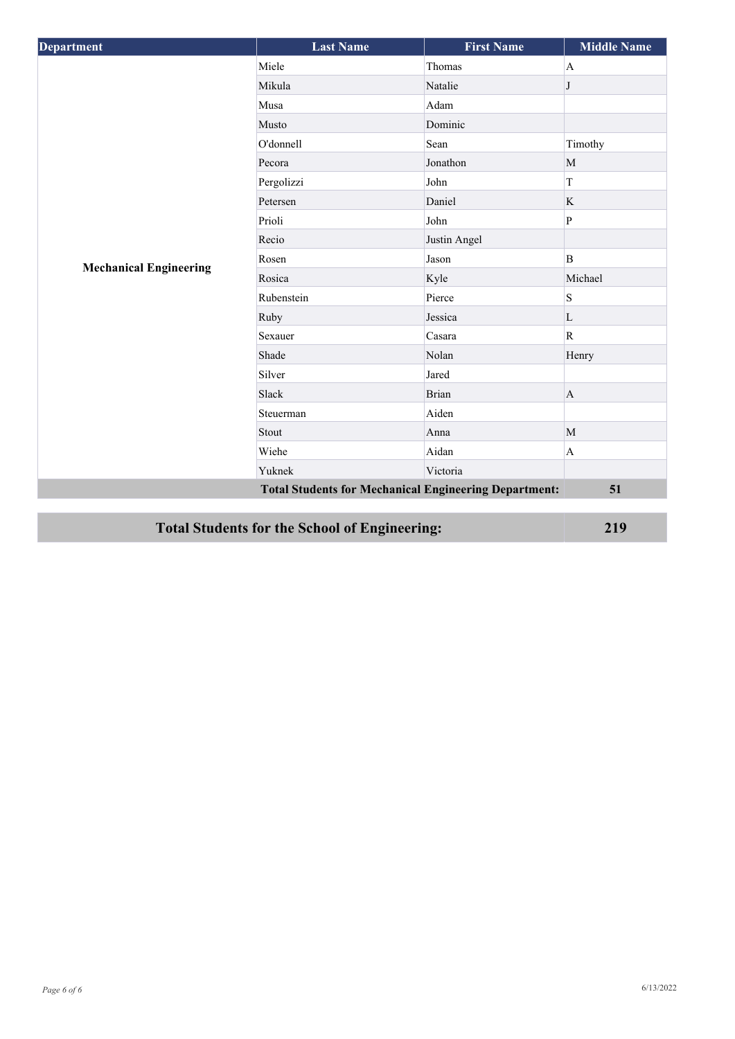| Department | Last Name | First Name | Middle Name |
| --- | --- | --- | --- |
| **Mechanical Engineering** | Miele | Thomas | A |
| | Mikula | Natalie | J |
| | Musa | Adam | |
| | Musto | Dominic | |
| | O'donnell | Sean | Timothy |
| | Pecora | Jonathon | M |
| | Pergolizzi | John | T |
| | Petersen | Daniel | K |
| | Prioli | John | P |
| | Recio | Justin Angel | |
| | Rosen | Jason | B |
| | Rosica | Kyle | Michael |
| | Rubenstein | Pierce | S |
| | Ruby | Jessica | L |
| | Sexauer | Casara | R |
| | Shade | Nolan | Henry |
| | Silver | Jared | |
| | Slack | Brian | A |
| | Steuerman | Aiden | |
| | Stout | Anna | M |
| | Wiehe | Aidan | A |
| | Yuknek | Victoria | |
| | | **Total Students for Mechanical Engineering Department:** | **51** |

| | |
| --- | --- |
| **Total Students for the School of Engineering:** | **219** |

6/13/2022